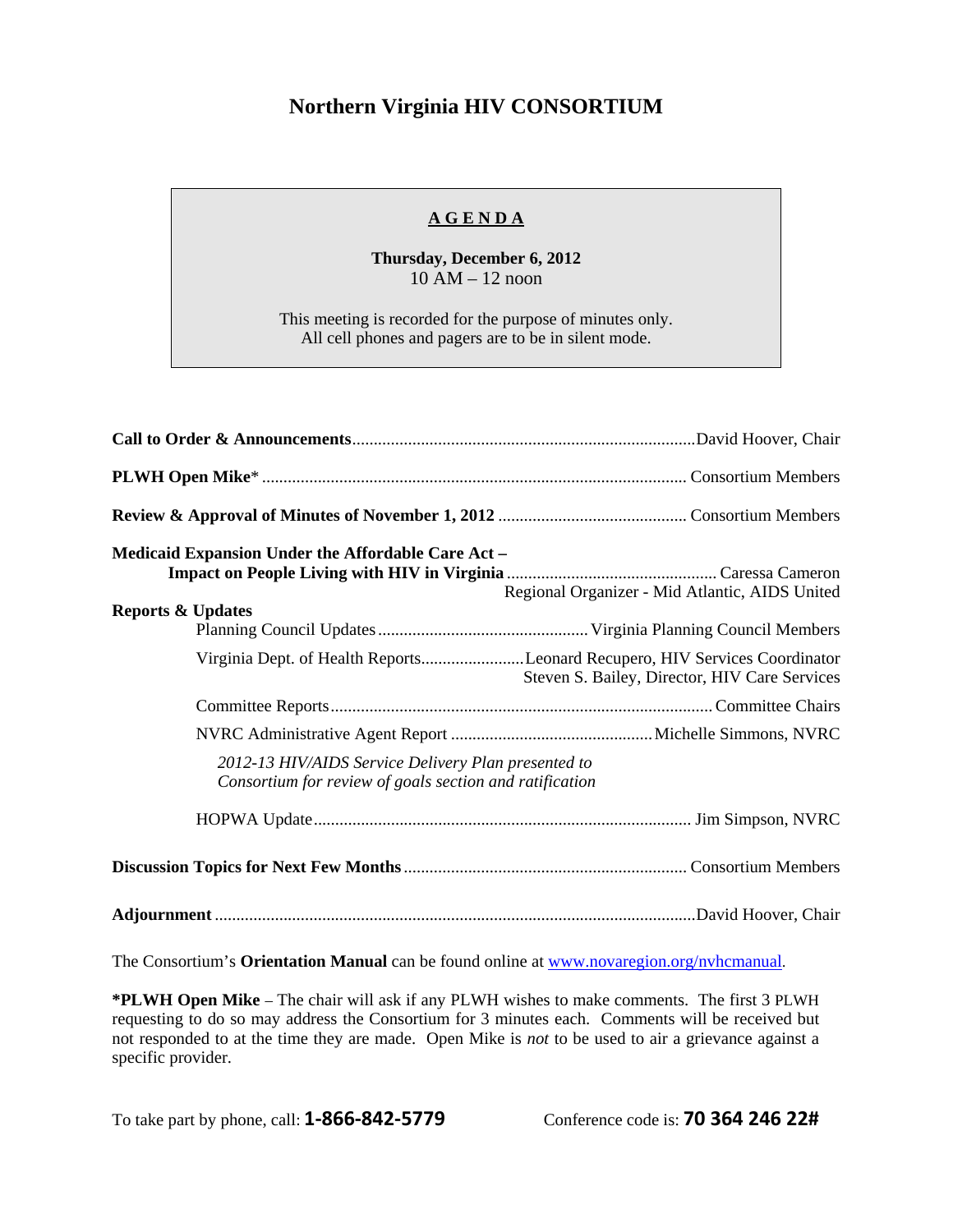# Northern Virginia HIV CONSORTIUM

**AGENDA**

**Thursday, December 6, 2012**
10 AM – 12 noon

This meeting is recorded for the purpose of minutes only.
All cell phones and pagers are to be in silent mode.

**Call to Order & Announcements** ............ David Hoover, Chair

**PLWH Open Mike*** ............ Consortium Members

**Review & Approval of Minutes of November 1, 2012** ............ Consortium Members

**Medicaid Expansion Under the Affordable Care Act – Impact on People Living with HIV in Virginia** ............ Caressa Cameron
Regional Organizer - Mid Atlantic, AIDS United

**Reports & Updates**

- Planning Council Updates ............ Virginia Planning Council Members
- Virginia Dept. of Health Reports ............ Leonard Recupero, HIV Services Coordinator
  Steven S. Bailey, Director, HIV Care Services
- Committee Reports ............ Committee Chairs
- NVRC Administrative Agent Report ............ Michelle Simmons, NVRC

  *2012-13 HIV/AIDS Service Delivery Plan presented to Consortium for review of goals section and ratification*

- HOPWA Update ............ Jim Simpson, NVRC

**Discussion Topics for Next Few Months** ............ Consortium Members

**Adjournment** ............ David Hoover, Chair

The Consortium's **Orientation Manual** can be found online at [www.novaregion.org/nvhcmanual](http://www.novaregion.org/nvhcmanual).

***PLWH Open Mike** – The chair will ask if any PLWH wishes to make comments. The first 3 PLWH requesting to do so may address the Consortium for 3 minutes each. Comments will be received but not responded to at the time they are made. Open Mike is *not* to be used to air a grievance against a specific provider.

To take part by phone, call: **1-866-842-5779** Conference code is: **70 364 246 22#**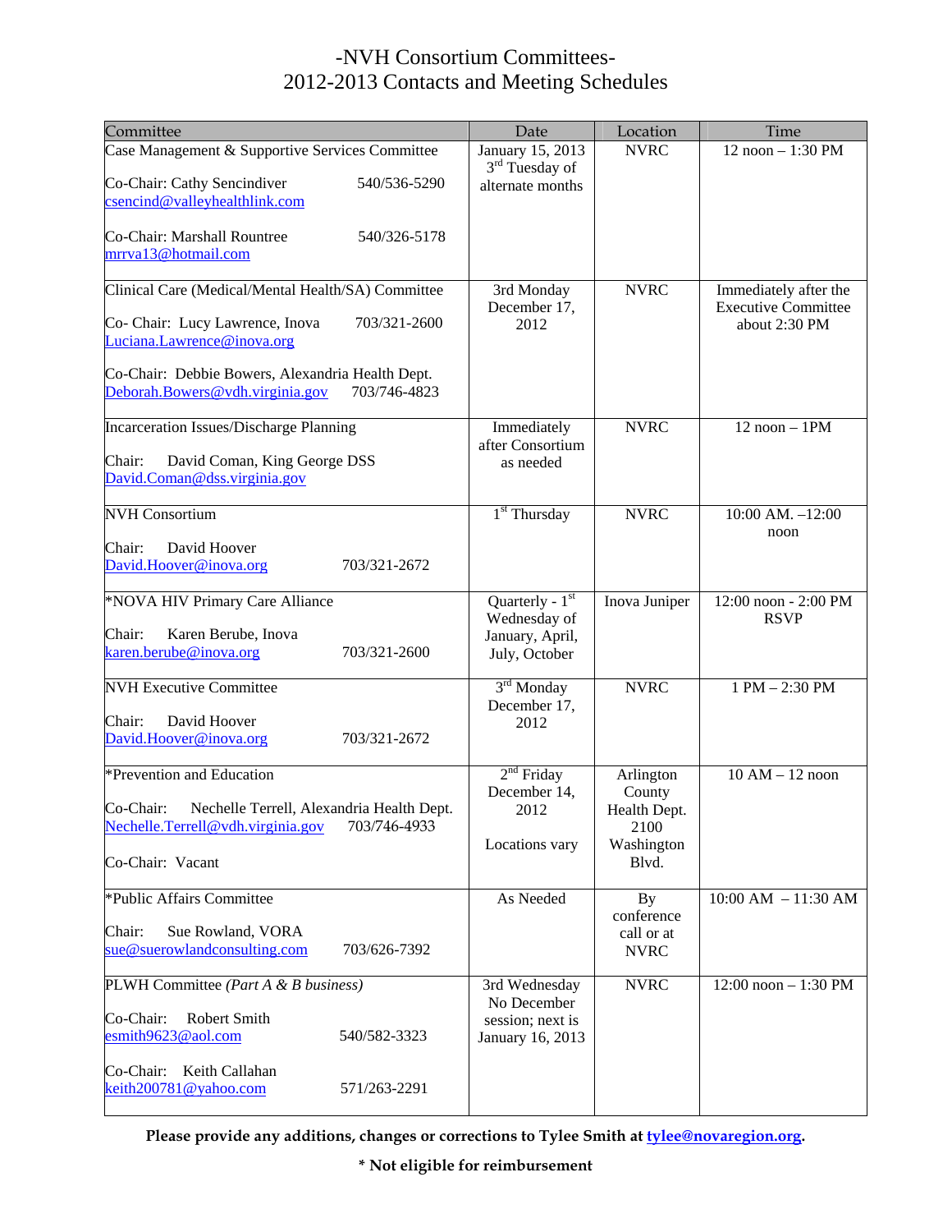# -NVH Consortium Committees-
# 2012-2013 Contacts and Meeting Schedules

| Committee | Date | Location | Time |
|---|---|---|---|
| Case Management & Supportive Services Committee<br><br>Co-Chair: Cathy Sencindiver 540/536-5290<br>csencind@valleyhealthlink.com<br><br>Co-Chair: Marshall Rountree 540/326-5178<br>mrrva13@hotmail.com | January 15, 2013<br>3rd Tuesday of alternate months | NVRC | 12 noon – 1:30 PM |
| Clinical Care (Medical/Mental Health/SA) Committee<br><br>Co- Chair: Lucy Lawrence, Inova 703/321-2600<br>Luciana.Lawrence@inova.org<br><br>Co-Chair: Debbie Bowers, Alexandria Health Dept.<br>Deborah.Bowers@vdh.virginia.gov 703/746-4823 | 3rd Monday<br>December 17, 2012 | NVRC | Immediately after the Executive Committee about 2:30 PM |
| Incarceration Issues/Discharge Planning<br><br>Chair: David Coman, King George DSS<br>David.Coman@dss.virginia.gov | Immediately after Consortium as needed | NVRC | 12 noon – 1PM |
| NVH Consortium<br><br>Chair: David Hoover<br>David.Hoover@inova.org 703/321-2672 | 1st Thursday | NVRC | 10:00 AM. –12:00 noon |
| *NOVA HIV Primary Care Alliance<br><br>Chair: Karen Berube, Inova<br>karen.berube@inova.org 703/321-2600 | Quarterly - 1st Wednesday of January, April, July, October | Inova Juniper | 12:00 noon - 2:00 PM RSVP |
| NVH Executive Committee<br><br>Chair: David Hoover<br>David.Hoover@inova.org 703/321-2672 | 3rd Monday<br>December 17, 2012 | NVRC | 1 PM – 2:30 PM |
| *Prevention and Education<br><br>Co-Chair: Nechelle Terrell, Alexandria Health Dept.<br>Nechelle.Terrell@vdh.virginia.gov 703/746-4933<br><br>Co-Chair: Vacant | 2nd Friday<br>December 14, 2012<br><br>Locations vary | Arlington County Health Dept. 2100 Washington Blvd. | 10 AM – 12 noon |
| *Public Affairs Committee<br><br>Chair: Sue Rowland, VORA<br>sue@suerowlandconsulting.com 703/626-7392 | As Needed | By conference call or at NVRC | 10:00 AM – 11:30 AM |
| PLWH Committee *(Part A & B business)*<br><br>Co-Chair: Robert Smith<br>esmith9623@aol.com 540/582-3323<br><br>Co-Chair: Keith Callahan<br>keith200781@yahoo.com 571/263-2291 | 3rd Wednesday<br>No December session; next is January 16, 2013 | NVRC | 12:00 noon – 1:30 PM |

**Please provide any additions, changes or corrections to Tylee Smith at tylee@novaregion.org.**

**\* Not eligible for reimbursement**